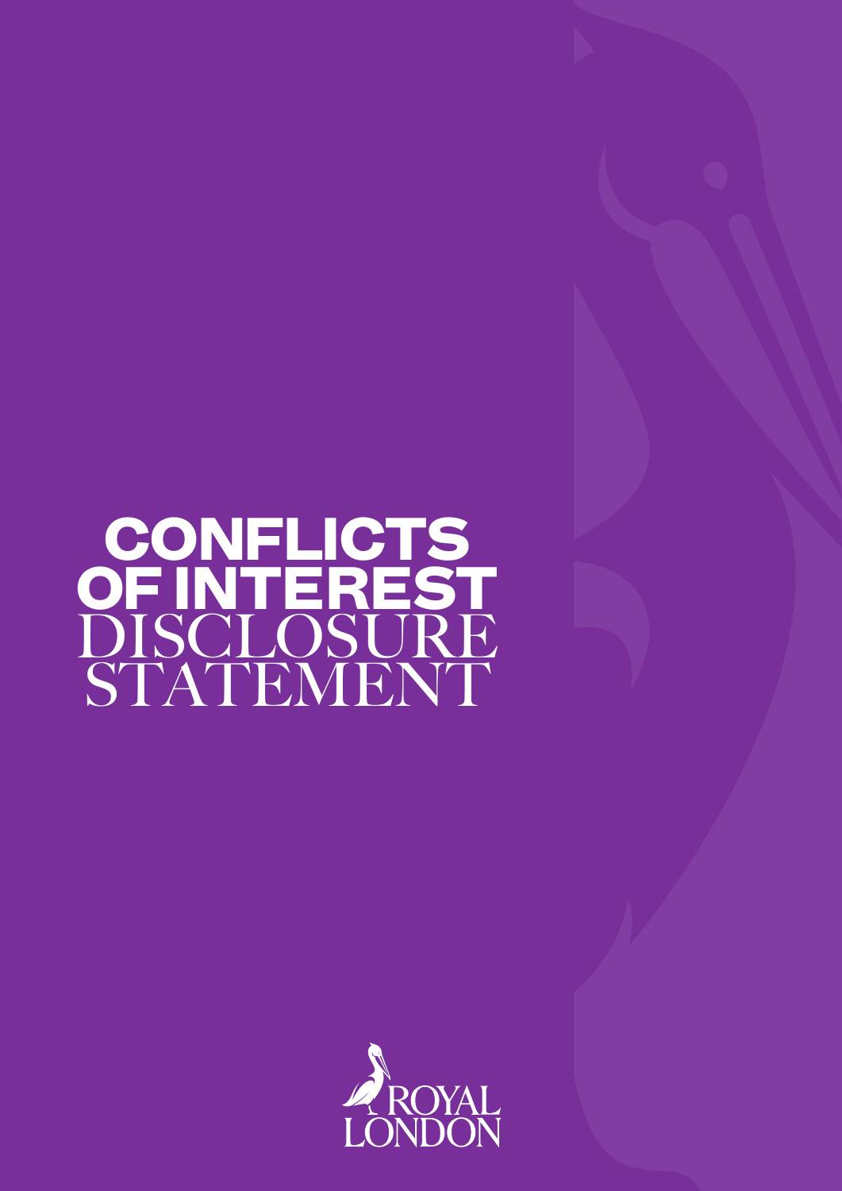# CONFLICTS OF INTEREST DISCLOSURE STATEMENT

ROYAL LONDON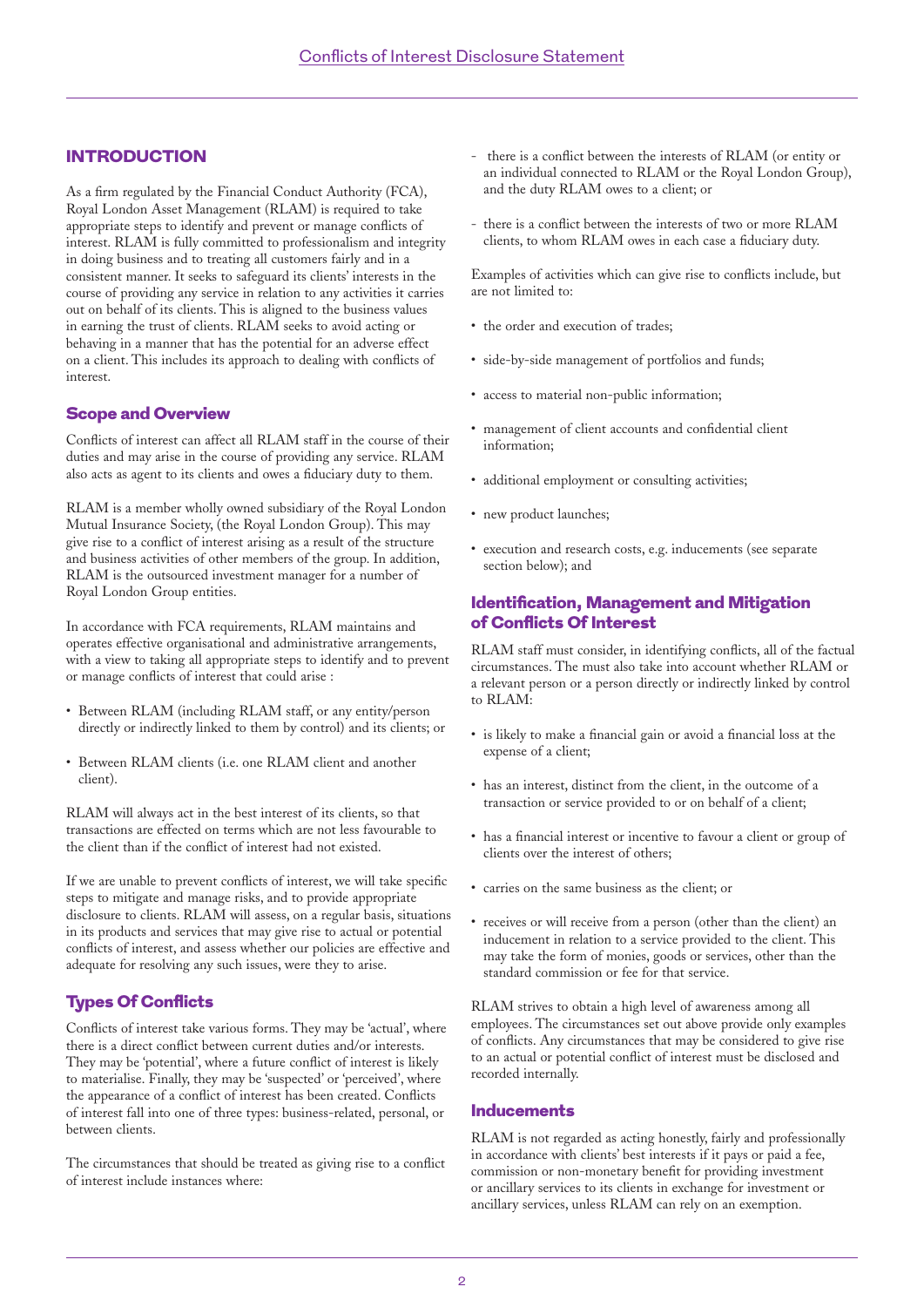## INTRODUCTION

As a firm regulated by the Financial Conduct Authority (FCA), Royal London Asset Management (RLAM) is required to take appropriate steps to identify and prevent or manage conflicts of interest. RLAM is fully committed to professionalism and integrity in doing business and to treating all customers fairly and in a consistent manner. It seeks to safeguard its clients' interests in the course of providing any service in relation to any activities it carries out on behalf of its clients. This is aligned to the business values in earning the trust of clients. RLAM seeks to avoid acting or behaving in a manner that has the potential for an adverse effect on a client. This includes its approach to dealing with conflicts of interest.

### Scope and Overview

Conflicts of interest can affect all RLAM staff in the course of their duties and may arise in the course of providing any service. RLAM also acts as agent to its clients and owes a fiduciary duty to them.

RLAM is a member wholly owned subsidiary of the Royal London Mutual Insurance Society, (the Royal London Group). This may give rise to a conflict of interest arising as a result of the structure and business activities of other members of the group. In addition, RLAM is the outsourced investment manager for a number of Royal London Group entities.

In accordance with FCA requirements, RLAM maintains and operates effective organisational and administrative arrangements, with a view to taking all appropriate steps to identify and to prevent or manage conflicts of interest that could arise :

- Between RLAM (including RLAM staff, or any entity/person directly or indirectly linked to them by control) and its clients; or
- Between RLAM clients (i.e. one RLAM client and another client).

RLAM will always act in the best interest of its clients, so that transactions are effected on terms which are not less favourable to the client than if the conflict of interest had not existed.

If we are unable to prevent conflicts of interest, we will take specific steps to mitigate and manage risks, and to provide appropriate disclosure to clients. RLAM will assess, on a regular basis, situations in its products and services that may give rise to actual or potential conflicts of interest, and assess whether our policies are effective and adequate for resolving any such issues, were they to arise.

### Types Of Conflicts

Conflicts of interest take various forms. They may be 'actual', where there is a direct conflict between current duties and/or interests. They may be 'potential', where a future conflict of interest is likely to materialise. Finally, they may be 'suspected' or 'perceived', where the appearance of a conflict of interest has been created. Conflicts of interest fall into one of three types: business-related, personal, or between clients.

The circumstances that should be treated as giving rise to a conflict of interest include instances where:

- there is a conflict between the interests of RLAM (or entity or an individual connected to RLAM or the Royal London Group), and the duty RLAM owes to a client; or
- there is a conflict between the interests of two or more RLAM clients, to whom RLAM owes in each case a fiduciary duty.

Examples of activities which can give rise to conflicts include, but are not limited to:

- the order and execution of trades;
- side-by-side management of portfolios and funds;
- access to material non-public information;
- management of client accounts and confidential client information;
- additional employment or consulting activities;
- new product launches;
- execution and research costs, e.g. inducements (see separate section below); and

### Identification, Management and Mitigation of Conflicts Of Interest

RLAM staff must consider, in identifying conflicts, all of the factual circumstances. The must also take into account whether RLAM or a relevant person or a person directly or indirectly linked by control to RLAM:

- is likely to make a financial gain or avoid a financial loss at the expense of a client;
- has an interest, distinct from the client, in the outcome of a transaction or service provided to or on behalf of a client;
- has a financial interest or incentive to favour a client or group of clients over the interest of others;
- carries on the same business as the client; or
- receives or will receive from a person (other than the client) an inducement in relation to a service provided to the client. This may take the form of monies, goods or services, other than the standard commission or fee for that service.

RLAM strives to obtain a high level of awareness among all employees. The circumstances set out above provide only examples of conflicts. Any circumstances that may be considered to give rise to an actual or potential conflict of interest must be disclosed and recorded internally.

### Inducements

RLAM is not regarded as acting honestly, fairly and professionally in accordance with clients' best interests if it pays or paid a fee, commission or non-monetary benefit for providing investment or ancillary services to its clients in exchange for investment or ancillary services, unless RLAM can rely on an exemption.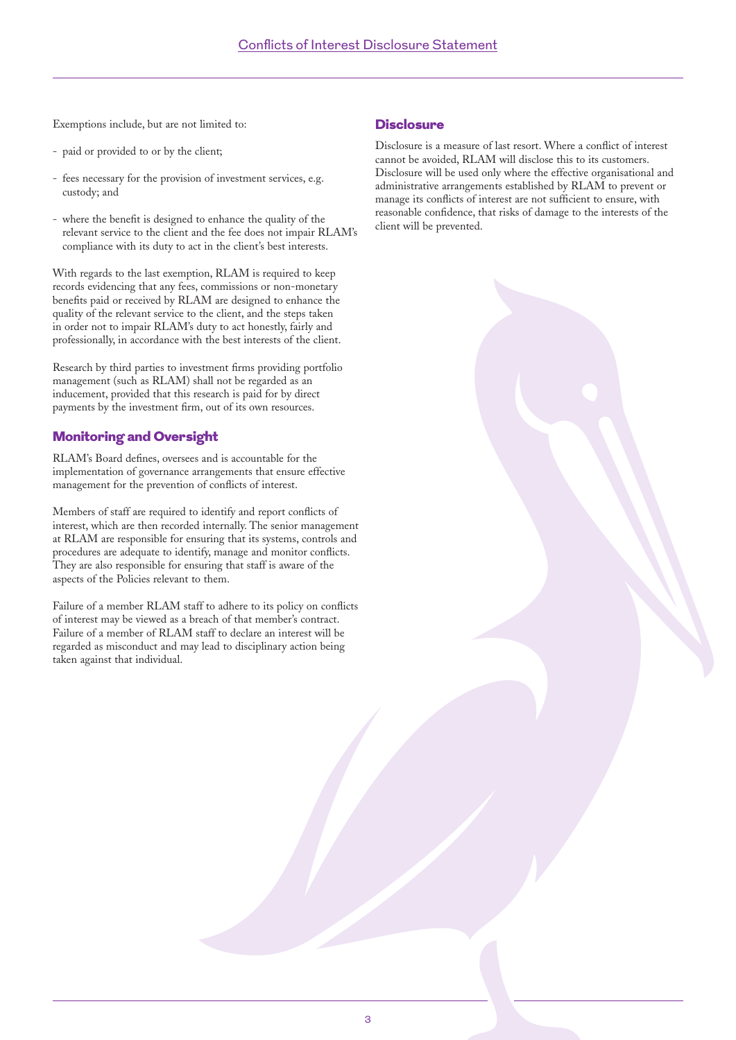Exemptions include, but are not limited to:

- paid or provided to or by the client;
- fees necessary for the provision of investment services, e.g. custody; and
- where the benefit is designed to enhance the quality of the relevant service to the client and the fee does not impair RLAM's compliance with its duty to act in the client's best interests.

With regards to the last exemption, RLAM is required to keep records evidencing that any fees, commissions or non-monetary benefits paid or received by RLAM are designed to enhance the quality of the relevant service to the client, and the steps taken in order not to impair RLAM's duty to act honestly, fairly and professionally, in accordance with the best interests of the client.

Research by third parties to investment firms providing portfolio management (such as RLAM) shall not be regarded as an inducement, provided that this research is paid for by direct payments by the investment firm, out of its own resources.

## Monitoring and Oversight

RLAM's Board defines, oversees and is accountable for the implementation of governance arrangements that ensure effective management for the prevention of conflicts of interest.

Members of staff are required to identify and report conflicts of interest, which are then recorded internally. The senior management at RLAM are responsible for ensuring that its systems, controls and procedures are adequate to identify, manage and monitor conflicts. They are also responsible for ensuring that staff is aware of the aspects of the Policies relevant to them.

Failure of a member RLAM staff to adhere to its policy on conflicts of interest may be viewed as a breach of that member's contract. Failure of a member of RLAM staff to declare an interest will be regarded as misconduct and may lead to disciplinary action being taken against that individual.

## Disclosure

Disclosure is a measure of last resort. Where a conflict of interest cannot be avoided, RLAM will disclose this to its customers. Disclosure will be used only where the effective organisational and administrative arrangements established by RLAM to prevent or manage its conflicts of interest are not sufficient to ensure, with reasonable confidence, that risks of damage to the interests of the client will be prevented.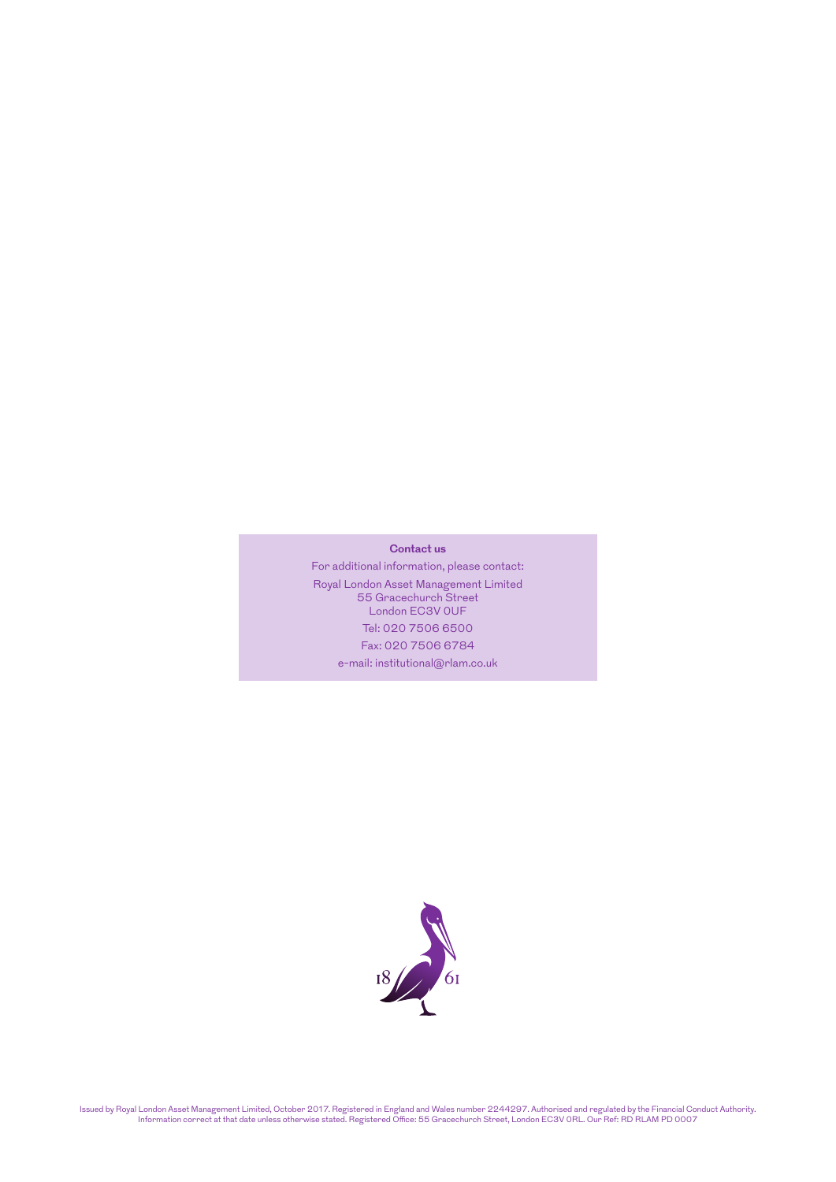**Contact us**

For additional information, please contact:

Royal London Asset Management Limited
55 Gracechurch Street
London EC3V 0UF

Tel: 020 7506 6500

Fax: 020 7506 6784

e-mail: institutional@rlam.co.uk

18 61

Issued by Royal London Asset Management Limited, October 2017. Registered in England and Wales number 2244297. Authorised and regulated by the Financial Conduct Authority. Information correct at that date unless otherwise stated. Registered Office: 55 Gracechurch Street, London EC3V 0RL. Our Ref: RD RLAM PD 0007